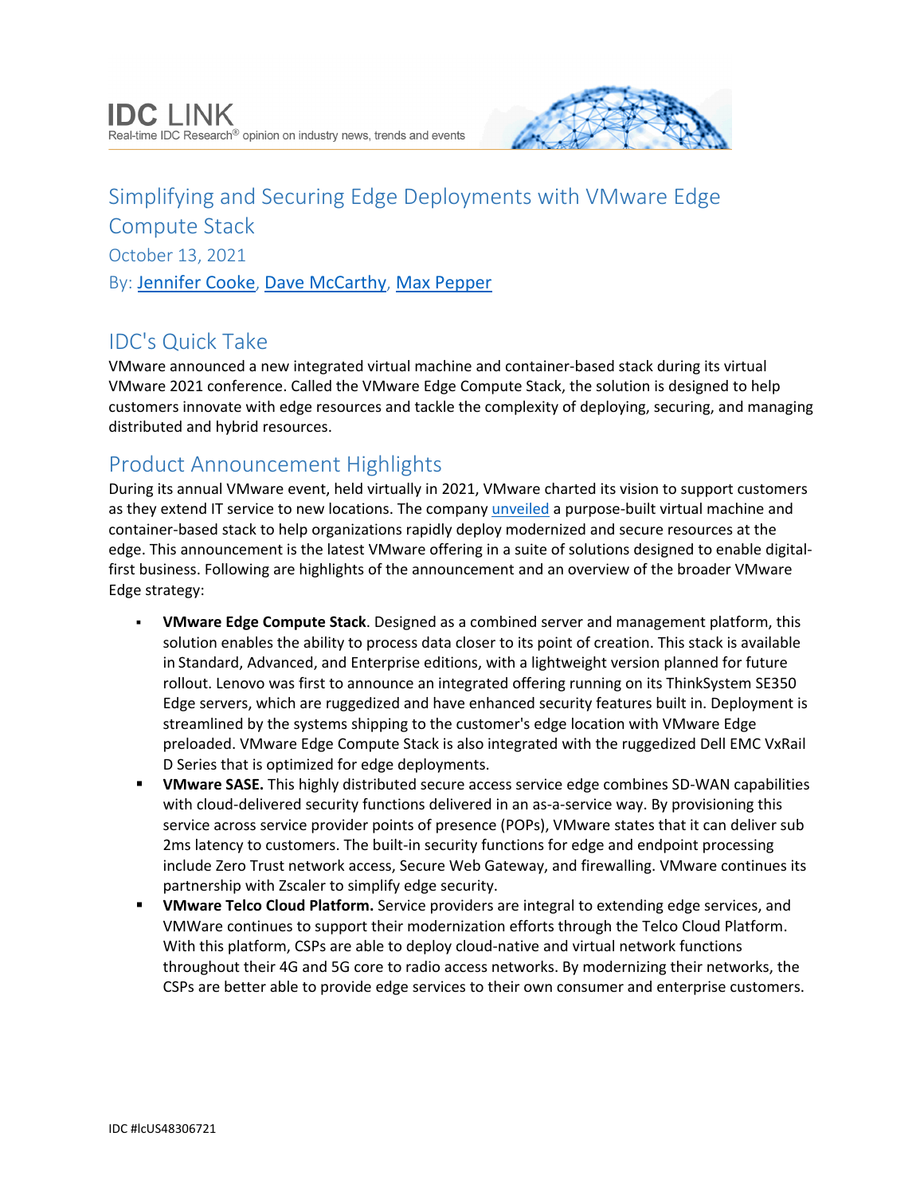IDC LINK
Real-time IDC Research® opinion on industry news, trends and events

# Simplifying and Securing Edge Deployments with VMware Edge Compute Stack

October 13, 2021

By: [Jennifer Cooke](), [Dave McCarthy](), [Max Pepper]()

## IDC's Quick Take

VMware announced a new integrated virtual machine and container-based stack during its virtual VMware 2021 conference. Called the VMware Edge Compute Stack, the solution is designed to help customers innovate with edge resources and tackle the complexity of deploying, securing, and managing distributed and hybrid resources.

## Product Announcement Highlights

During its annual VMware event, held virtually in 2021, VMware charted its vision to support customers as they extend IT service to new locations. The company [unveiled]() a purpose-built virtual machine and container-based stack to help organizations rapidly deploy modernized and secure resources at the edge. This announcement is the latest VMware offering in a suite of solutions designed to enable digital-first business. Following are highlights of the announcement and an overview of the broader VMware Edge strategy:

- **VMware Edge Compute Stack**. Designed as a combined server and management platform, this solution enables the ability to process data closer to its point of creation. This stack is available in Standard, Advanced, and Enterprise editions, with a lightweight version planned for future rollout. Lenovo was first to announce an integrated offering running on its ThinkSystem SE350 Edge servers, which are ruggedized and have enhanced security features built in. Deployment is streamlined by the systems shipping to the customer's edge location with VMware Edge preloaded. VMware Edge Compute Stack is also integrated with the ruggedized Dell EMC VxRail D Series that is optimized for edge deployments.
- **VMware SASE.** This highly distributed secure access service edge combines SD-WAN capabilities with cloud-delivered security functions delivered in an as-a-service way. By provisioning this service across service provider points of presence (POPs), VMware states that it can deliver sub 2ms latency to customers. The built-in security functions for edge and endpoint processing include Zero Trust network access, Secure Web Gateway, and firewalling. VMware continues its partnership with Zscaler to simplify edge security.
- **VMware Telco Cloud Platform.** Service providers are integral to extending edge services, and VMWare continues to support their modernization efforts through the Telco Cloud Platform. With this platform, CSPs are able to deploy cloud-native and virtual network functions throughout their 4G and 5G core to radio access networks. By modernizing their networks, the CSPs are better able to provide edge services to their own consumer and enterprise customers.

IDC #lcUS48306721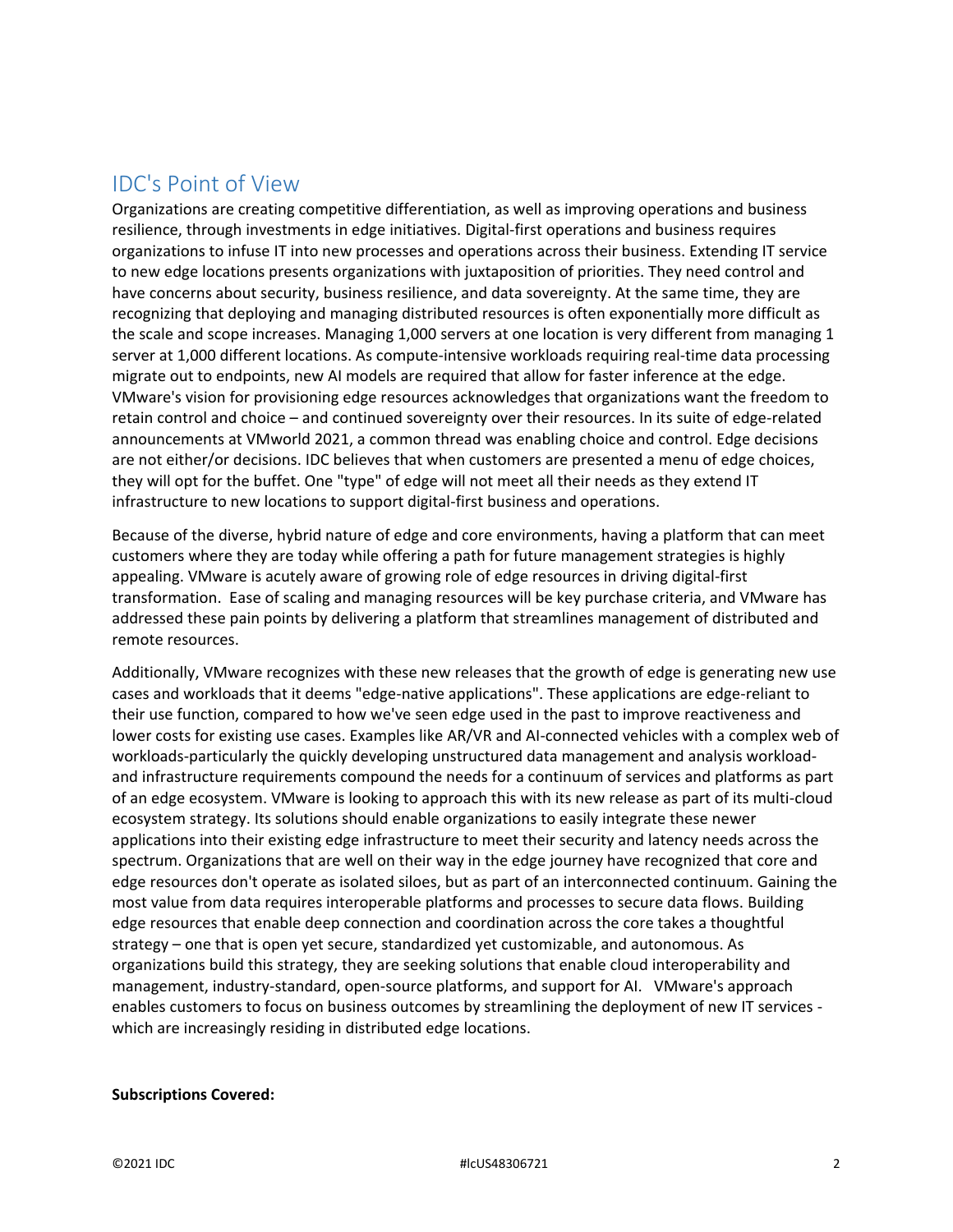## IDC's Point of View

Organizations are creating competitive differentiation, as well as improving operations and business resilience, through investments in edge initiatives. Digital-first operations and business requires organizations to infuse IT into new processes and operations across their business. Extending IT service to new edge locations presents organizations with juxtaposition of priorities. They need control and have concerns about security, business resilience, and data sovereignty. At the same time, they are recognizing that deploying and managing distributed resources is often exponentially more difficult as the scale and scope increases. Managing 1,000 servers at one location is very different from managing 1 server at 1,000 different locations. As compute-intensive workloads requiring real-time data processing migrate out to endpoints, new AI models are required that allow for faster inference at the edge. VMware's vision for provisioning edge resources acknowledges that organizations want the freedom to retain control and choice – and continued sovereignty over their resources. In its suite of edge-related announcements at VMworld 2021, a common thread was enabling choice and control. Edge decisions are not either/or decisions. IDC believes that when customers are presented a menu of edge choices, they will opt for the buffet. One "type" of edge will not meet all their needs as they extend IT infrastructure to new locations to support digital-first business and operations.

Because of the diverse, hybrid nature of edge and core environments, having a platform that can meet customers where they are today while offering a path for future management strategies is highly appealing. VMware is acutely aware of growing role of edge resources in driving digital-first transformation. Ease of scaling and managing resources will be key purchase criteria, and VMware has addressed these pain points by delivering a platform that streamlines management of distributed and remote resources.

Additionally, VMware recognizes with these new releases that the growth of edge is generating new use cases and workloads that it deems "edge-native applications". These applications are edge-reliant to their use function, compared to how we've seen edge used in the past to improve reactiveness and lower costs for existing use cases. Examples like AR/VR and AI-connected vehicles with a complex web of workloads-particularly the quickly developing unstructured data management and analysis workload- and infrastructure requirements compound the needs for a continuum of services and platforms as part of an edge ecosystem. VMware is looking to approach this with its new release as part of its multi-cloud ecosystem strategy. Its solutions should enable organizations to easily integrate these newer applications into their existing edge infrastructure to meet their security and latency needs across the spectrum. Organizations that are well on their way in the edge journey have recognized that core and edge resources don't operate as isolated siloes, but as part of an interconnected continuum. Gaining the most value from data requires interoperable platforms and processes to secure data flows. Building edge resources that enable deep connection and coordination across the core takes a thoughtful strategy – one that is open yet secure, standardized yet customizable, and autonomous. As organizations build this strategy, they are seeking solutions that enable cloud interoperability and management, industry-standard, open-source platforms, and support for AI. VMware's approach enables customers to focus on business outcomes by streamlining the deployment of new IT services - which are increasingly residing in distributed edge locations.

**Subscriptions Covered:**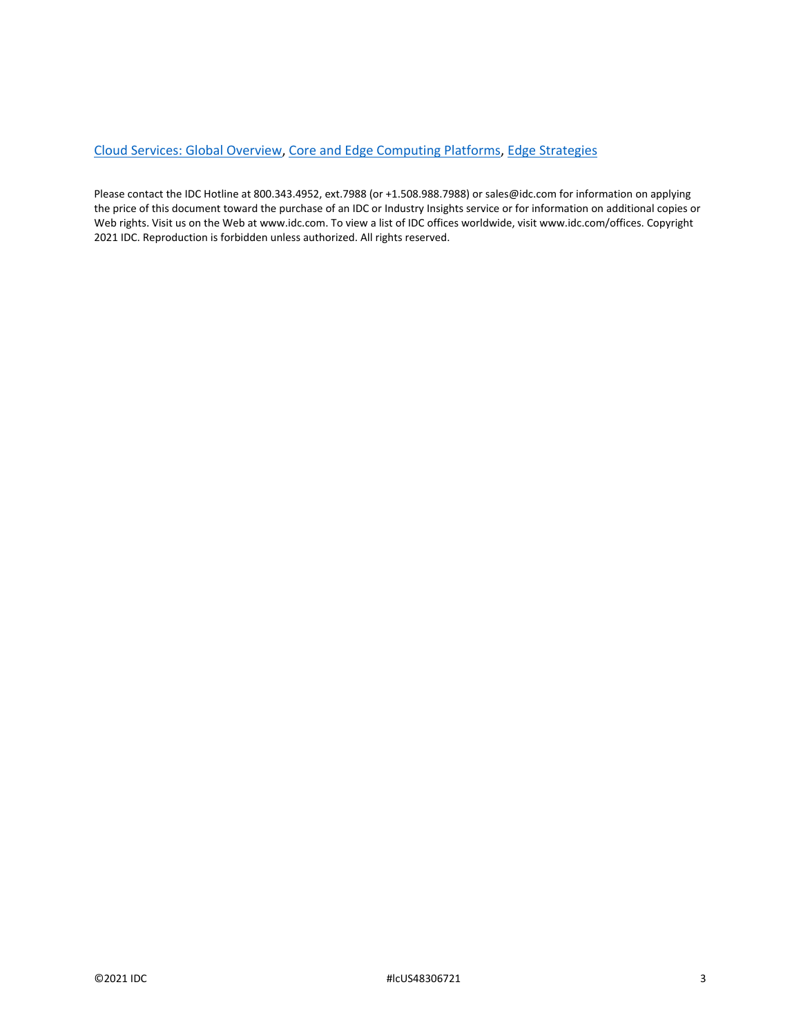[Cloud Services: Global Overview], [Core and Edge Computing Platforms], [Edge Strategies]

Please contact the IDC Hotline at 800.343.4952, ext.7988 (or +1.508.988.7988) or sales@idc.com for information on applying the price of this document toward the purchase of an IDC or Industry Insights service or for information on additional copies or Web rights. Visit us on the Web at www.idc.com. To view a list of IDC offices worldwide, visit www.idc.com/offices. Copyright 2021 IDC. Reproduction is forbidden unless authorized. All rights reserved.